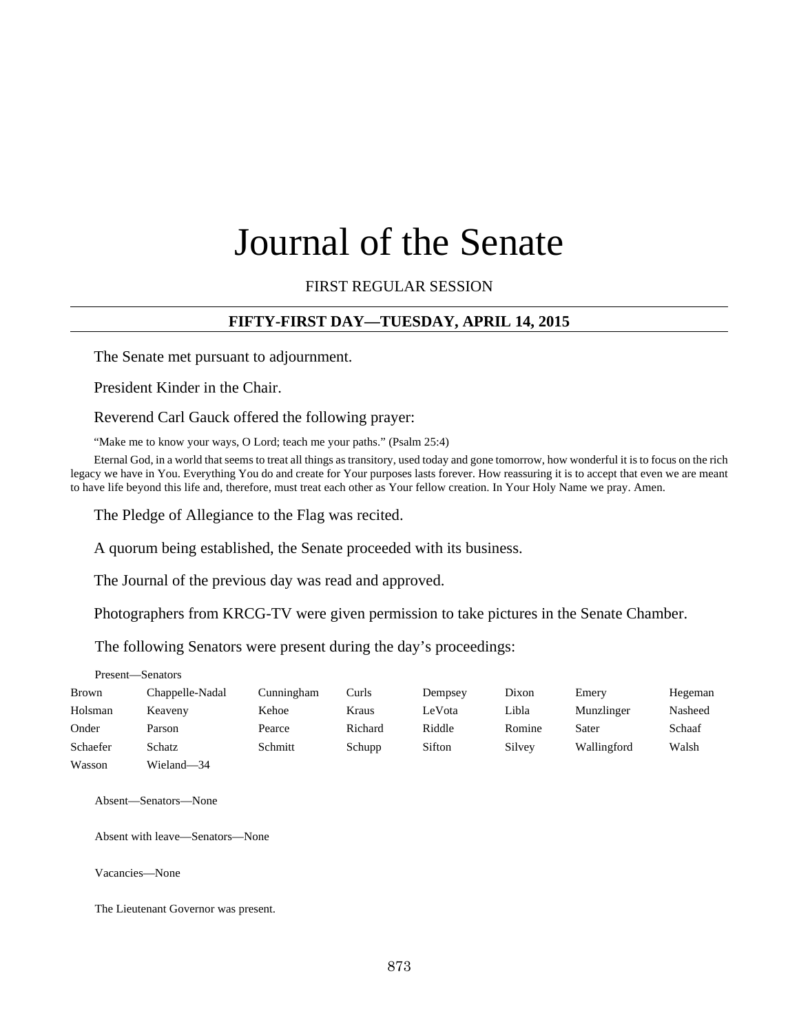# Journal of the Senate

FIRST REGULAR SESSION

## FIFTY-FIRST DAY—TUESDAY, APRIL 14, 2015

The Senate met pursuant to adjournment.

President Kinder in the Chair.

Reverend Carl Gauck offered the following prayer:

“Make me to know your ways, O Lord; teach me your paths.” (Psalm 25:4)

Eternal God, in a world that seems to treat all things as transitory, used today and gone tomorrow, how wonderful it is to focus on the rich legacy we have in You. Everything You do and create for Your purposes lasts forever. How reassuring it is to accept that even we are meant to have life beyond this life and, therefore, must treat each other as Your fellow creation. In Your Holy Name we pray. Amen.

The Pledge of Allegiance to the Flag was recited.

A quorum being established, the Senate proceeded with its business.

The Journal of the previous day was read and approved.

Photographers from KRCG-TV were given permission to take pictures in the Senate Chamber.

The following Senators were present during the day’s proceedings:

Present—Senators

| | | | | | | | |
|---|---|---|---|---|---|---|---|
| Brown | Chappelle-Nadal | Cunningham | Curls | Dempsey | Dixon | Emery | Hegeman |
| Holsman | Keaveny | Kehoe | Kraus | LeVota | Libla | Munzlinger | Nasheed |
| Onder | Parson | Pearce | Richard | Riddle | Romine | Sater | Schaaf |
| Schaefer | Schatz | Schmitt | Schupp | Sifton | Silvey | Wallingford | Walsh |
| Wasson | Wieland—34 | | | | | | |

Absent—Senators—None

Absent with leave—Senators—None

Vacancies—None

The Lieutenant Governor was present.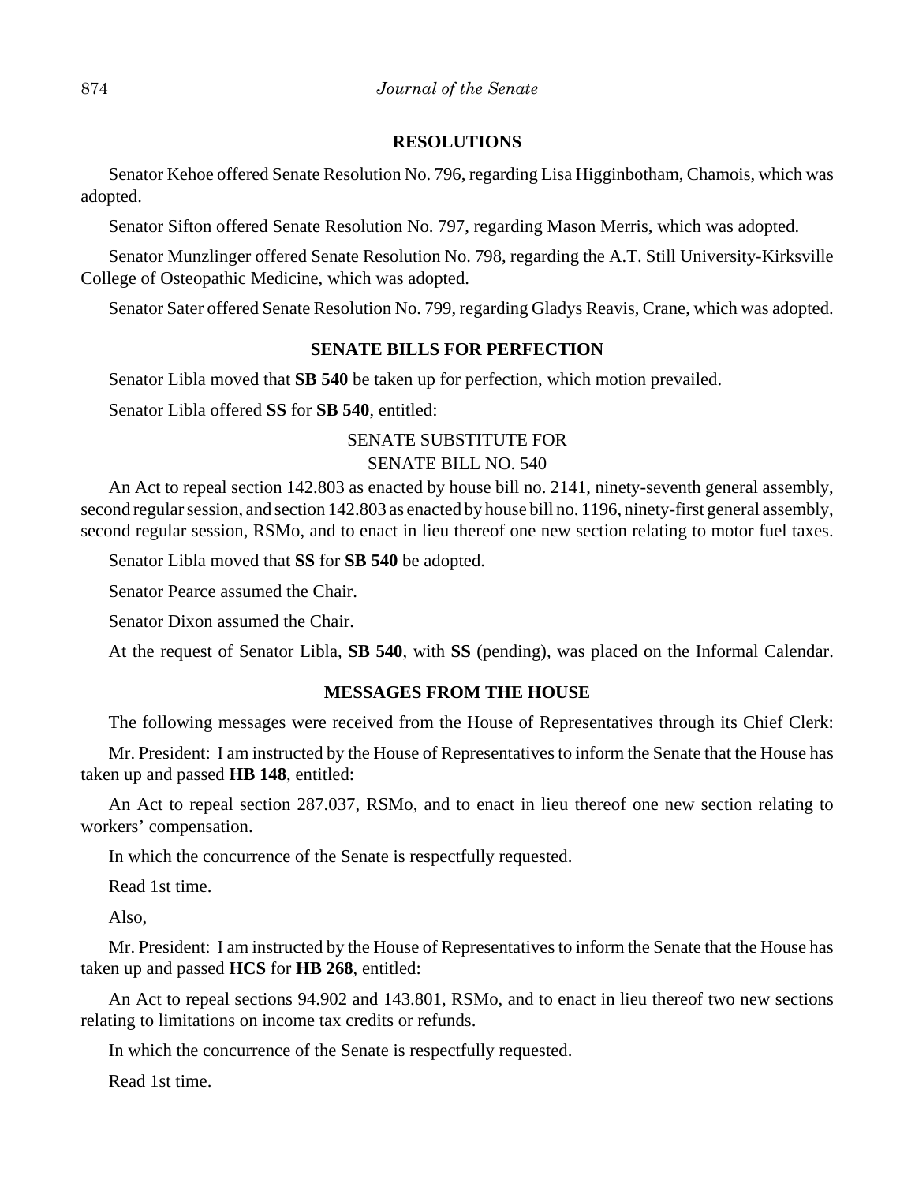## RESOLUTIONS

Senator Kehoe offered Senate Resolution No. 796, regarding Lisa Higginbotham, Chamois, which was adopted.

Senator Sifton offered Senate Resolution No. 797, regarding Mason Merris, which was adopted.

Senator Munzlinger offered Senate Resolution No. 798, regarding the A.T. Still University-Kirksville College of Osteopathic Medicine, which was adopted.

Senator Sater offered Senate Resolution No. 799, regarding Gladys Reavis, Crane, which was adopted.

## SENATE BILLS FOR PERFECTION

Senator Libla moved that **SB 540** be taken up for perfection, which motion prevailed.

Senator Libla offered **SS** for **SB 540**, entitled:

SENATE SUBSTITUTE FOR
SENATE BILL NO. 540

An Act to repeal section 142.803 as enacted by house bill no. 2141, ninety-seventh general assembly, second regular session, and section 142.803 as enacted by house bill no. 1196, ninety-first general assembly, second regular session, RSMo, and to enact in lieu thereof one new section relating to motor fuel taxes.

Senator Libla moved that **SS** for **SB 540** be adopted.

Senator Pearce assumed the Chair.

Senator Dixon assumed the Chair.

At the request of Senator Libla, **SB 540**, with **SS** (pending), was placed on the Informal Calendar.

## MESSAGES FROM THE HOUSE

The following messages were received from the House of Representatives through its Chief Clerk:

Mr. President: I am instructed by the House of Representatives to inform the Senate that the House has taken up and passed **HB 148**, entitled:

An Act to repeal section 287.037, RSMo, and to enact in lieu thereof one new section relating to workers' compensation.

In which the concurrence of the Senate is respectfully requested.

Read 1st time.

Also,

Mr. President: I am instructed by the House of Representatives to inform the Senate that the House has taken up and passed **HCS** for **HB 268**, entitled:

An Act to repeal sections 94.902 and 143.801, RSMo, and to enact in lieu thereof two new sections relating to limitations on income tax credits or refunds.

In which the concurrence of the Senate is respectfully requested.

Read 1st time.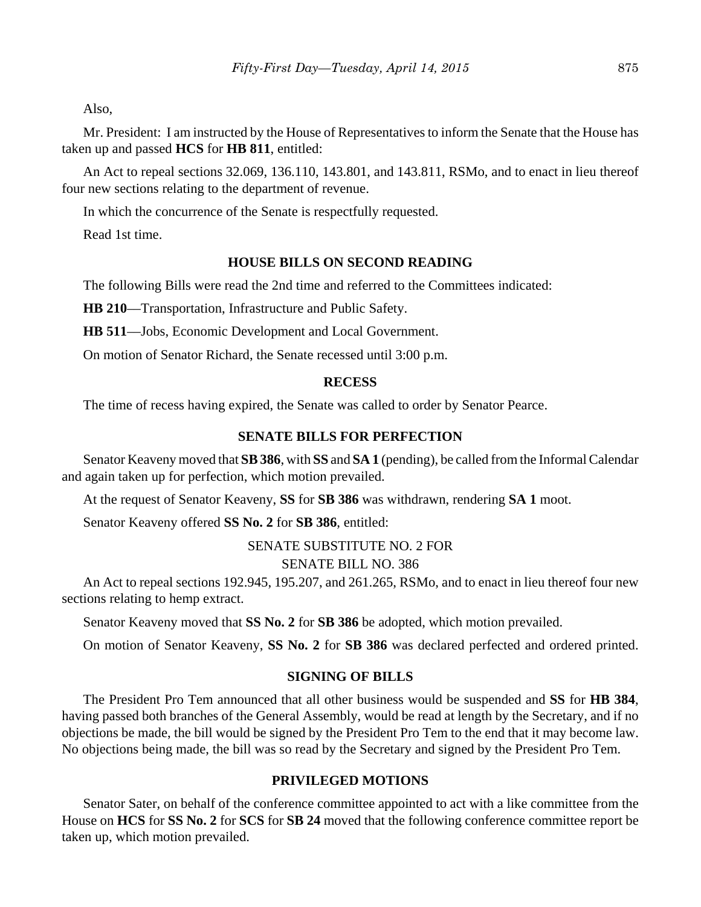Also,

Mr. President: I am instructed by the House of Representatives to inform the Senate that the House has taken up and passed **HCS** for **HB 811**, entitled:

An Act to repeal sections 32.069, 136.110, 143.801, and 143.811, RSMo, and to enact in lieu thereof four new sections relating to the department of revenue.

In which the concurrence of the Senate is respectfully requested.

Read 1st time.

## HOUSE BILLS ON SECOND READING

The following Bills were read the 2nd time and referred to the Committees indicated:

**HB 210**—Transportation, Infrastructure and Public Safety.

**HB 511**—Jobs, Economic Development and Local Government.

On motion of Senator Richard, the Senate recessed until 3:00 p.m.

## RECESS

The time of recess having expired, the Senate was called to order by Senator Pearce.

## SENATE BILLS FOR PERFECTION

Senator Keaveny moved that **SB 386**, with **SS** and **SA 1** (pending), be called from the Informal Calendar and again taken up for perfection, which motion prevailed.

At the request of Senator Keaveny, **SS** for **SB 386** was withdrawn, rendering **SA 1** moot.

Senator Keaveny offered **SS No. 2** for **SB 386**, entitled:

SENATE SUBSTITUTE NO. 2 FOR
SENATE BILL NO. 386

An Act to repeal sections 192.945, 195.207, and 261.265, RSMo, and to enact in lieu thereof four new sections relating to hemp extract.

Senator Keaveny moved that **SS No. 2** for **SB 386** be adopted, which motion prevailed.

On motion of Senator Keaveny, **SS No. 2** for **SB 386** was declared perfected and ordered printed.

## SIGNING OF BILLS

The President Pro Tem announced that all other business would be suspended and **SS** for **HB 384**, having passed both branches of the General Assembly, would be read at length by the Secretary, and if no objections be made, the bill would be signed by the President Pro Tem to the end that it may become law. No objections being made, the bill was so read by the Secretary and signed by the President Pro Tem.

## PRIVILEGED MOTIONS

Senator Sater, on behalf of the conference committee appointed to act with a like committee from the House on **HCS** for **SS No. 2** for **SCS** for **SB 24** moved that the following conference committee report be taken up, which motion prevailed.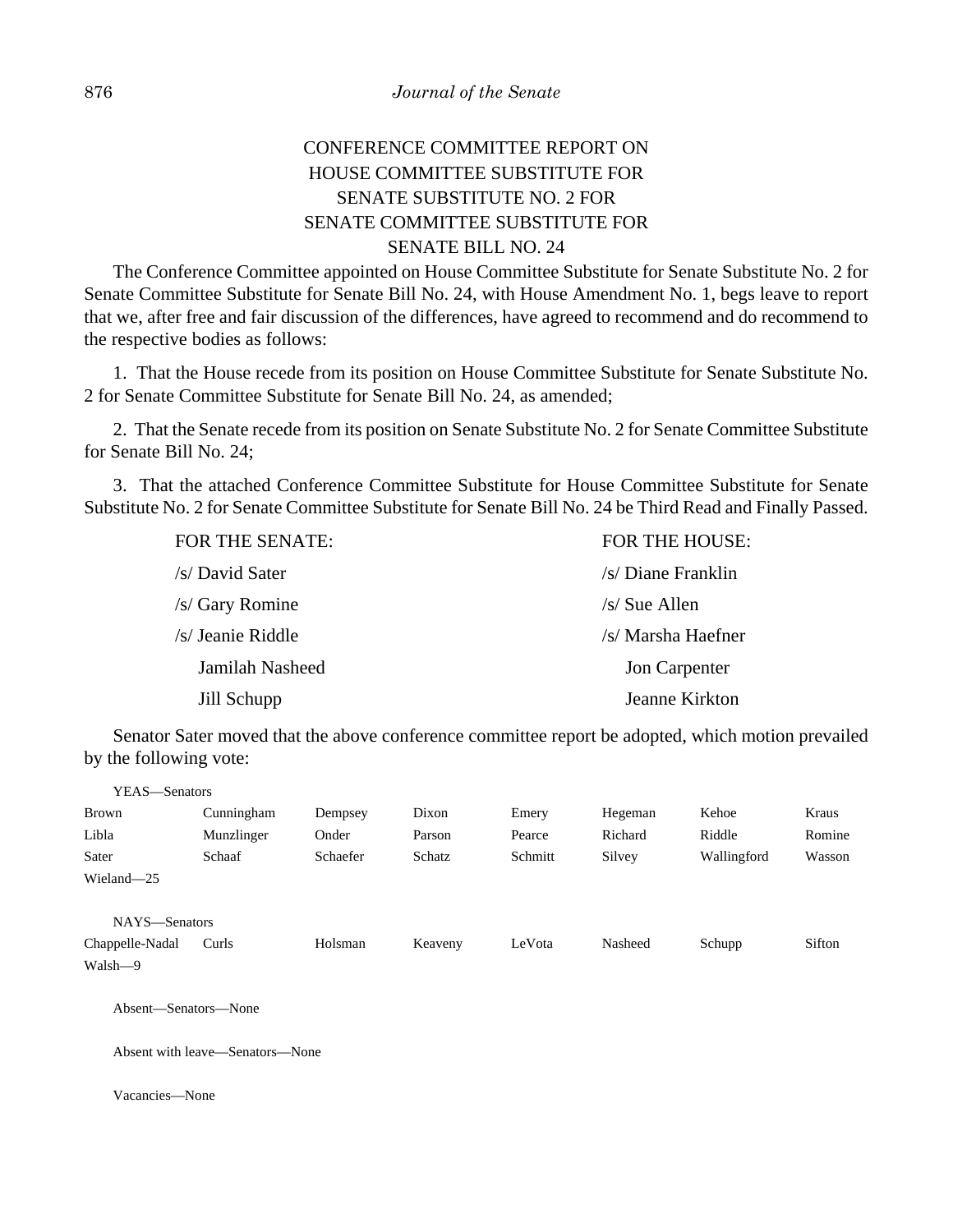CONFERENCE COMMITTEE REPORT ON
HOUSE COMMITTEE SUBSTITUTE FOR
SENATE SUBSTITUTE NO. 2 FOR
SENATE COMMITTEE SUBSTITUTE FOR
SENATE BILL NO. 24

The Conference Committee appointed on House Committee Substitute for Senate Substitute No. 2 for Senate Committee Substitute for Senate Bill No. 24, with House Amendment No. 1, begs leave to report that we, after free and fair discussion of the differences, have agreed to recommend and do recommend to the respective bodies as follows:

1. That the House recede from its position on House Committee Substitute for Senate Substitute No. 2 for Senate Committee Substitute for Senate Bill No. 24, as amended;

2. That the Senate recede from its position on Senate Substitute No. 2 for Senate Committee Substitute for Senate Bill No. 24;

3. That the attached Conference Committee Substitute for House Committee Substitute for Senate Substitute No. 2 for Senate Committee Substitute for Senate Bill No. 24 be Third Read and Finally Passed.

| FOR THE SENATE: | FOR THE HOUSE: |
|---|---|
| /s/ David Sater | /s/ Diane Franklin |
| /s/ Gary Romine | /s/ Sue Allen |
| /s/ Jeanie Riddle | /s/ Marsha Haefner |
| Jamilah Nasheed | Jon Carpenter |
| Jill Schupp | Jeanne Kirkton |

Senator Sater moved that the above conference committee report be adopted, which motion prevailed by the following vote:

YEAS—Senators

| | | | | | | | |
|---|---|---|---|---|---|---|---|
| Brown | Cunningham | Dempsey | Dixon | Emery | Hegeman | Kehoe | Kraus |
| Libla | Munzlinger | Onder | Parson | Pearce | Richard | Riddle | Romine |
| Sater | Schaaf | Schaefer | Schatz | Schmitt | Silvey | Wallingford | Wasson |
| Wieland—25 | | | | | | | |

NAYS—Senators

| | | | | | | | |
|---|---|---|---|---|---|---|---|
| Chappelle-Nadal | Curls | Holsman | Keaveny | LeVota | Nasheed | Schupp | Sifton |
| Walsh—9 | | | | | | | |

Absent—Senators—None

Absent with leave—Senators—None

Vacancies—None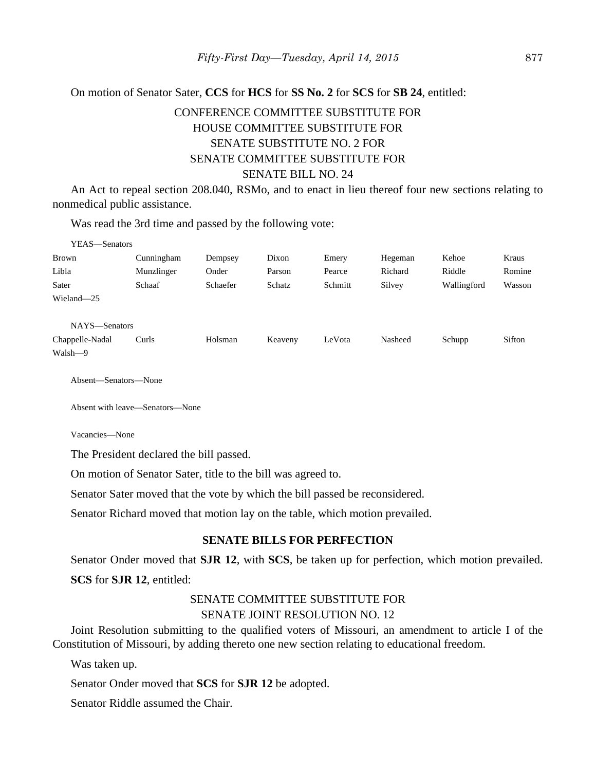On motion of Senator Sater, **CCS** for **HCS** for **SS No. 2** for **SCS** for **SB 24**, entitled:

CONFERENCE COMMITTEE SUBSTITUTE FOR
HOUSE COMMITTEE SUBSTITUTE FOR
SENATE SUBSTITUTE NO. 2 FOR
SENATE COMMITTEE SUBSTITUTE FOR
SENATE BILL NO. 24

An Act to repeal section 208.040, RSMo, and to enact in lieu thereof four new sections relating to nonmedical public assistance.

Was read the 3rd time and passed by the following vote:

YEAS—Senators

| | | | | | | | |
|---|---|---|---|---|---|---|---|
| Brown | Cunningham | Dempsey | Dixon | Emery | Hegeman | Kehoe | Kraus |
| Libla | Munzlinger | Onder | Parson | Pearce | Richard | Riddle | Romine |
| Sater | Schaaf | Schaefer | Schatz | Schmitt | Silvey | Wallingford | Wasson |
| Wieland—25 | | | | | | | |

NAYS—Senators

| | | | | | | | |
|---|---|---|---|---|---|---|---|
| Chappelle-Nadal | Curls | Holsman | Keaveny | LeVota | Nasheed | Schupp | Sifton |
| Walsh—9 | | | | | | | |

Absent—Senators—None

Absent with leave—Senators—None

Vacancies—None

The President declared the bill passed.

On motion of Senator Sater, title to the bill was agreed to.

Senator Sater moved that the vote by which the bill passed be reconsidered.

Senator Richard moved that motion lay on the table, which motion prevailed.

## SENATE BILLS FOR PERFECTION

Senator Onder moved that **SJR 12**, with **SCS**, be taken up for perfection, which motion prevailed.

**SCS** for **SJR 12**, entitled:

SENATE COMMITTEE SUBSTITUTE FOR
SENATE JOINT RESOLUTION NO. 12

Joint Resolution submitting to the qualified voters of Missouri, an amendment to article I of the Constitution of Missouri, by adding thereto one new section relating to educational freedom.

Was taken up.

Senator Onder moved that **SCS** for **SJR 12** be adopted.

Senator Riddle assumed the Chair.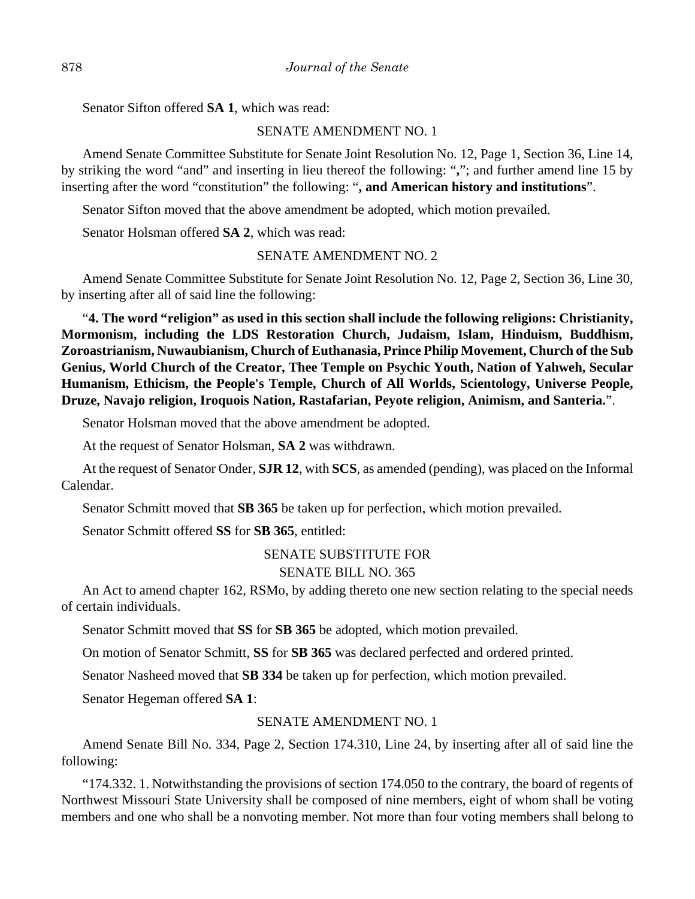Senator Sifton offered **SA 1**, which was read:

SENATE AMENDMENT NO. 1

Amend Senate Committee Substitute for Senate Joint Resolution No. 12, Page 1, Section 36, Line 14, by striking the word "and" and inserting in lieu thereof the following: "**,**"; and further amend line 15 by inserting after the word "constitution" the following: "**, and American history and institutions**".

Senator Sifton moved that the above amendment be adopted, which motion prevailed.

Senator Holsman offered **SA 2**, which was read:

SENATE AMENDMENT NO. 2

Amend Senate Committee Substitute for Senate Joint Resolution No. 12, Page 2, Section 36, Line 30, by inserting after all of said line the following:

"**4. The word "religion" as used in this section shall include the following religions: Christianity, Mormonism, including the LDS Restoration Church, Judaism, Islam, Hinduism, Buddhism, Zoroastrianism, Nuwaubianism, Church of Euthanasia, Prince Philip Movement, Church of the Sub Genius, World Church of the Creator, Thee Temple on Psychic Youth, Nation of Yahweh, Secular Humanism, Ethicism, the People's Temple, Church of All Worlds, Scientology, Universe People, Druze, Navajo religion, Iroquois Nation, Rastafarian, Peyote religion, Animism, and Santeria.**".

Senator Holsman moved that the above amendment be adopted.

At the request of Senator Holsman, **SA 2** was withdrawn.

At the request of Senator Onder, **SJR 12**, with **SCS**, as amended (pending), was placed on the Informal Calendar.

Senator Schmitt moved that **SB 365** be taken up for perfection, which motion prevailed.

Senator Schmitt offered **SS** for **SB 365**, entitled:

SENATE SUBSTITUTE FOR
SENATE BILL NO. 365

An Act to amend chapter 162, RSMo, by adding thereto one new section relating to the special needs of certain individuals.

Senator Schmitt moved that **SS** for **SB 365** be adopted, which motion prevailed.

On motion of Senator Schmitt, **SS** for **SB 365** was declared perfected and ordered printed.

Senator Nasheed moved that **SB 334** be taken up for perfection, which motion prevailed.

Senator Hegeman offered **SA 1**:

SENATE AMENDMENT NO. 1

Amend Senate Bill No. 334, Page 2, Section 174.310, Line 24, by inserting after all of said line the following:

"174.332. 1. Notwithstanding the provisions of section 174.050 to the contrary, the board of regents of Northwest Missouri State University shall be composed of nine members, eight of whom shall be voting members and one who shall be a nonvoting member. Not more than four voting members shall belong to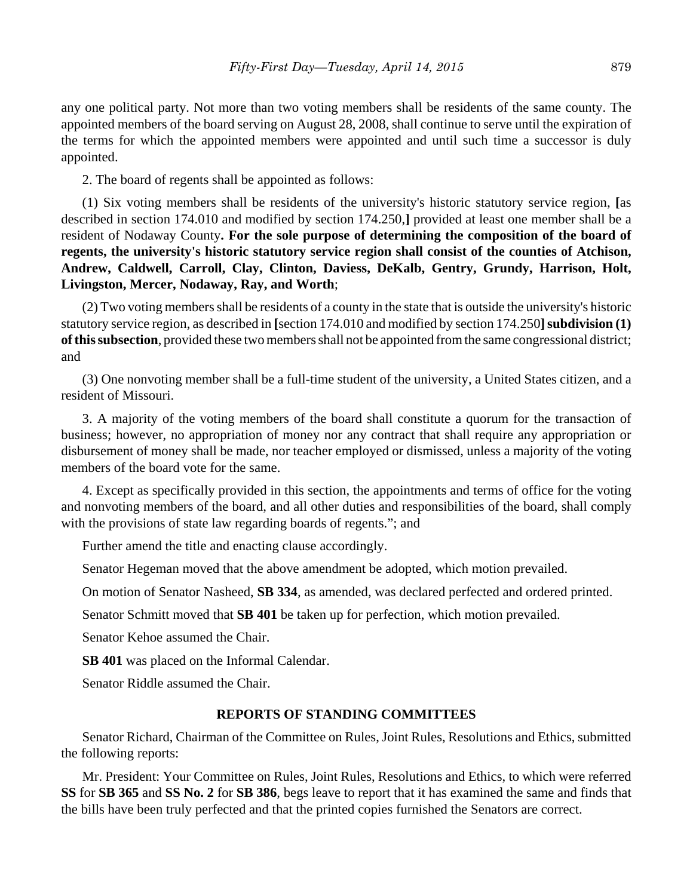any one political party. Not more than two voting members shall be residents of the same county. The appointed members of the board serving on August 28, 2008, shall continue to serve until the expiration of the terms for which the appointed members were appointed and until such time a successor is duly appointed.

2. The board of regents shall be appointed as follows:

(1) Six voting members shall be residents of the university's historic statutory service region, **[**as described in section 174.010 and modified by section 174.250,**]** provided at least one member shall be a resident of Nodaway County**. For the sole purpose of determining the composition of the board of regents, the university's historic statutory service region shall consist of the counties of Atchison, Andrew, Caldwell, Carroll, Clay, Clinton, Daviess, DeKalb, Gentry, Grundy, Harrison, Holt, Livingston, Mercer, Nodaway, Ray, and Worth**;

(2) Two voting members shall be residents of a county in the state that is outside the university's historic statutory service region, as described in **[**section 174.010 and modified by section 174.250**] subdivision (1) of this subsection**, provided these two members shall not be appointed from the same congressional district; and

(3) One nonvoting member shall be a full-time student of the university, a United States citizen, and a resident of Missouri.

3. A majority of the voting members of the board shall constitute a quorum for the transaction of business; however, no appropriation of money nor any contract that shall require any appropriation or disbursement of money shall be made, nor teacher employed or dismissed, unless a majority of the voting members of the board vote for the same.

4. Except as specifically provided in this section, the appointments and terms of office for the voting and nonvoting members of the board, and all other duties and responsibilities of the board, shall comply with the provisions of state law regarding boards of regents."; and

Further amend the title and enacting clause accordingly.

Senator Hegeman moved that the above amendment be adopted, which motion prevailed.

On motion of Senator Nasheed, **SB 334**, as amended, was declared perfected and ordered printed.

Senator Schmitt moved that **SB 401** be taken up for perfection, which motion prevailed.

Senator Kehoe assumed the Chair.

**SB 401** was placed on the Informal Calendar.

Senator Riddle assumed the Chair.

## REPORTS OF STANDING COMMITTEES

Senator Richard, Chairman of the Committee on Rules, Joint Rules, Resolutions and Ethics, submitted the following reports:

Mr. President: Your Committee on Rules, Joint Rules, Resolutions and Ethics, to which were referred **SS** for **SB 365** and **SS No. 2** for **SB 386**, begs leave to report that it has examined the same and finds that the bills have been truly perfected and that the printed copies furnished the Senators are correct.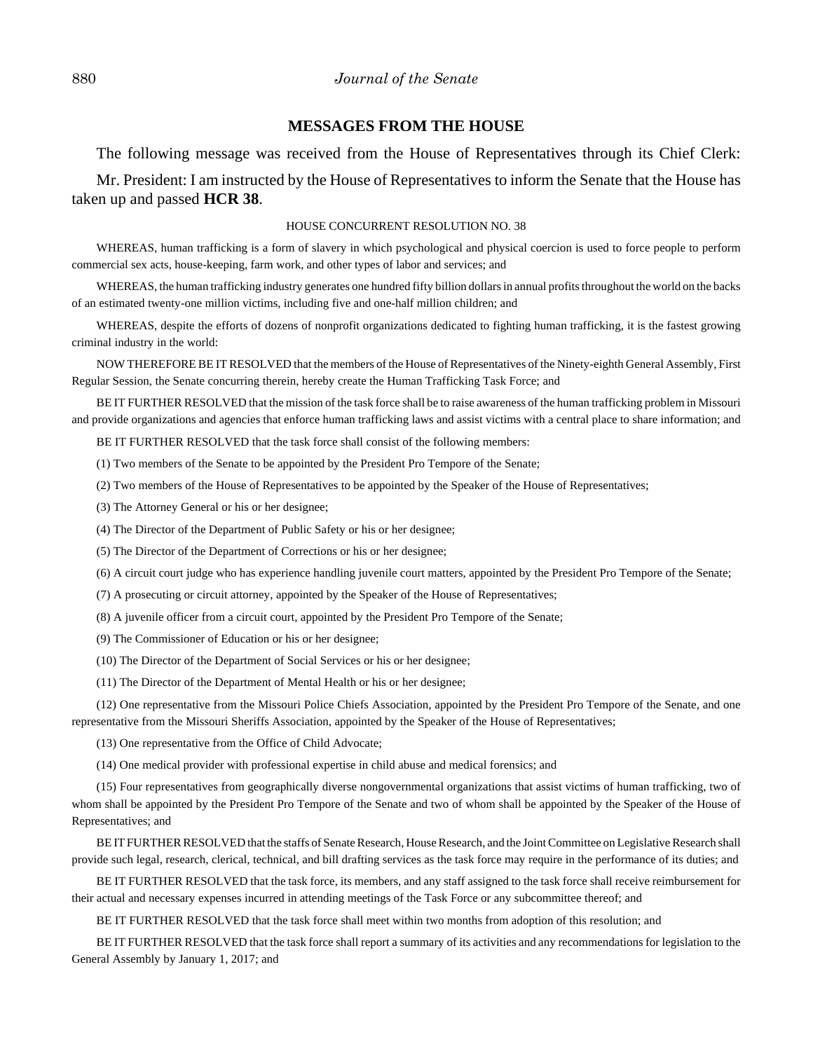## MESSAGES FROM THE HOUSE

The following message was received from the House of Representatives through its Chief Clerk:

Mr. President: I am instructed by the House of Representatives to inform the Senate that the House has taken up and passed **HCR 38**.

HOUSE CONCURRENT RESOLUTION NO. 38

WHEREAS, human trafficking is a form of slavery in which psychological and physical coercion is used to force people to perform commercial sex acts, house-keeping, farm work, and other types of labor and services; and

WHEREAS, the human trafficking industry generates one hundred fifty billion dollars in annual profits throughout the world on the backs of an estimated twenty-one million victims, including five and one-half million children; and

WHEREAS, despite the efforts of dozens of nonprofit organizations dedicated to fighting human trafficking, it is the fastest growing criminal industry in the world:

NOW THEREFORE BE IT RESOLVED that the members of the House of Representatives of the Ninety-eighth General Assembly, First Regular Session, the Senate concurring therein, hereby create the Human Trafficking Task Force; and

BE IT FURTHER RESOLVED that the mission of the task force shall be to raise awareness of the human trafficking problem in Missouri and provide organizations and agencies that enforce human trafficking laws and assist victims with a central place to share information; and

BE IT FURTHER RESOLVED that the task force shall consist of the following members:

(1) Two members of the Senate to be appointed by the President Pro Tempore of the Senate;

(2) Two members of the House of Representatives to be appointed by the Speaker of the House of Representatives;

(3) The Attorney General or his or her designee;

(4) The Director of the Department of Public Safety or his or her designee;

(5) The Director of the Department of Corrections or his or her designee;

(6) A circuit court judge who has experience handling juvenile court matters, appointed by the President Pro Tempore of the Senate;

(7) A prosecuting or circuit attorney, appointed by the Speaker of the House of Representatives;

(8) A juvenile officer from a circuit court, appointed by the President Pro Tempore of the Senate;

(9) The Commissioner of Education or his or her designee;

(10) The Director of the Department of Social Services or his or her designee;

(11) The Director of the Department of Mental Health or his or her designee;

(12) One representative from the Missouri Police Chiefs Association, appointed by the President Pro Tempore of the Senate, and one representative from the Missouri Sheriffs Association, appointed by the Speaker of the House of Representatives;

(13) One representative from the Office of Child Advocate;

(14) One medical provider with professional expertise in child abuse and medical forensics; and

(15) Four representatives from geographically diverse nongovernmental organizations that assist victims of human trafficking, two of whom shall be appointed by the President Pro Tempore of the Senate and two of whom shall be appointed by the Speaker of the House of Representatives; and

BE IT FURTHER RESOLVED that the staffs of Senate Research, House Research, and the Joint Committee on Legislative Research shall provide such legal, research, clerical, technical, and bill drafting services as the task force may require in the performance of its duties; and

BE IT FURTHER RESOLVED that the task force, its members, and any staff assigned to the task force shall receive reimbursement for their actual and necessary expenses incurred in attending meetings of the Task Force or any subcommittee thereof; and

BE IT FURTHER RESOLVED that the task force shall meet within two months from adoption of this resolution; and

BE IT FURTHER RESOLVED that the task force shall report a summary of its activities and any recommendations for legislation to the General Assembly by January 1, 2017; and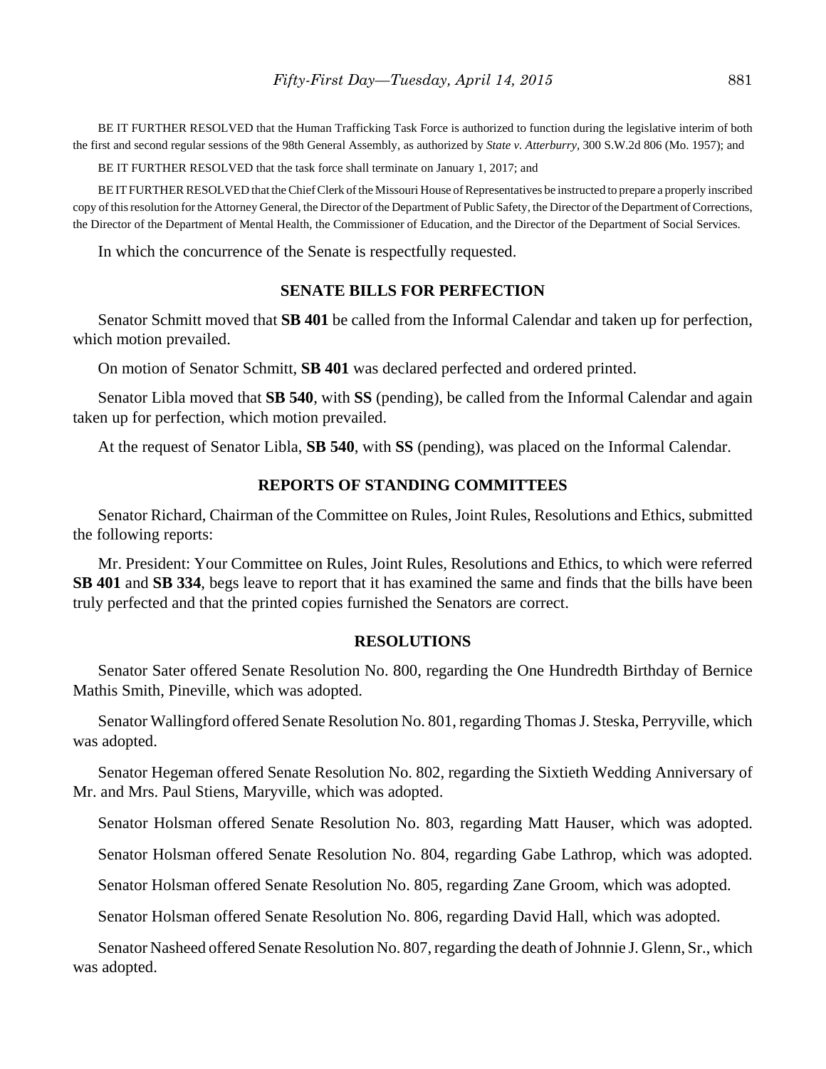BE IT FURTHER RESOLVED that the Human Trafficking Task Force is authorized to function during the legislative interim of both the first and second regular sessions of the 98th General Assembly, as authorized by *State v. Atterburry*, 300 S.W.2d 806 (Mo. 1957); and

BE IT FURTHER RESOLVED that the task force shall terminate on January 1, 2017; and

BE IT FURTHER RESOLVED that the Chief Clerk of the Missouri House of Representatives be instructed to prepare a properly inscribed copy of this resolution for the Attorney General, the Director of the Department of Public Safety, the Director of the Department of Corrections, the Director of the Department of Mental Health, the Commissioner of Education, and the Director of the Department of Social Services.

In which the concurrence of the Senate is respectfully requested.

## SENATE BILLS FOR PERFECTION

Senator Schmitt moved that **SB 401** be called from the Informal Calendar and taken up for perfection, which motion prevailed.

On motion of Senator Schmitt, **SB 401** was declared perfected and ordered printed.

Senator Libla moved that **SB 540**, with **SS** (pending), be called from the Informal Calendar and again taken up for perfection, which motion prevailed.

At the request of Senator Libla, **SB 540**, with **SS** (pending), was placed on the Informal Calendar.

## REPORTS OF STANDING COMMITTEES

Senator Richard, Chairman of the Committee on Rules, Joint Rules, Resolutions and Ethics, submitted the following reports:

Mr. President: Your Committee on Rules, Joint Rules, Resolutions and Ethics, to which were referred **SB 401** and **SB 334**, begs leave to report that it has examined the same and finds that the bills have been truly perfected and that the printed copies furnished the Senators are correct.

## RESOLUTIONS

Senator Sater offered Senate Resolution No. 800, regarding the One Hundredth Birthday of Bernice Mathis Smith, Pineville, which was adopted.

Senator Wallingford offered Senate Resolution No. 801, regarding Thomas J. Steska, Perryville, which was adopted.

Senator Hegeman offered Senate Resolution No. 802, regarding the Sixtieth Wedding Anniversary of Mr. and Mrs. Paul Stiens, Maryville, which was adopted.

Senator Holsman offered Senate Resolution No. 803, regarding Matt Hauser, which was adopted.

Senator Holsman offered Senate Resolution No. 804, regarding Gabe Lathrop, which was adopted.

Senator Holsman offered Senate Resolution No. 805, regarding Zane Groom, which was adopted.

Senator Holsman offered Senate Resolution No. 806, regarding David Hall, which was adopted.

Senator Nasheed offered Senate Resolution No. 807, regarding the death of Johnnie J. Glenn, Sr., which was adopted.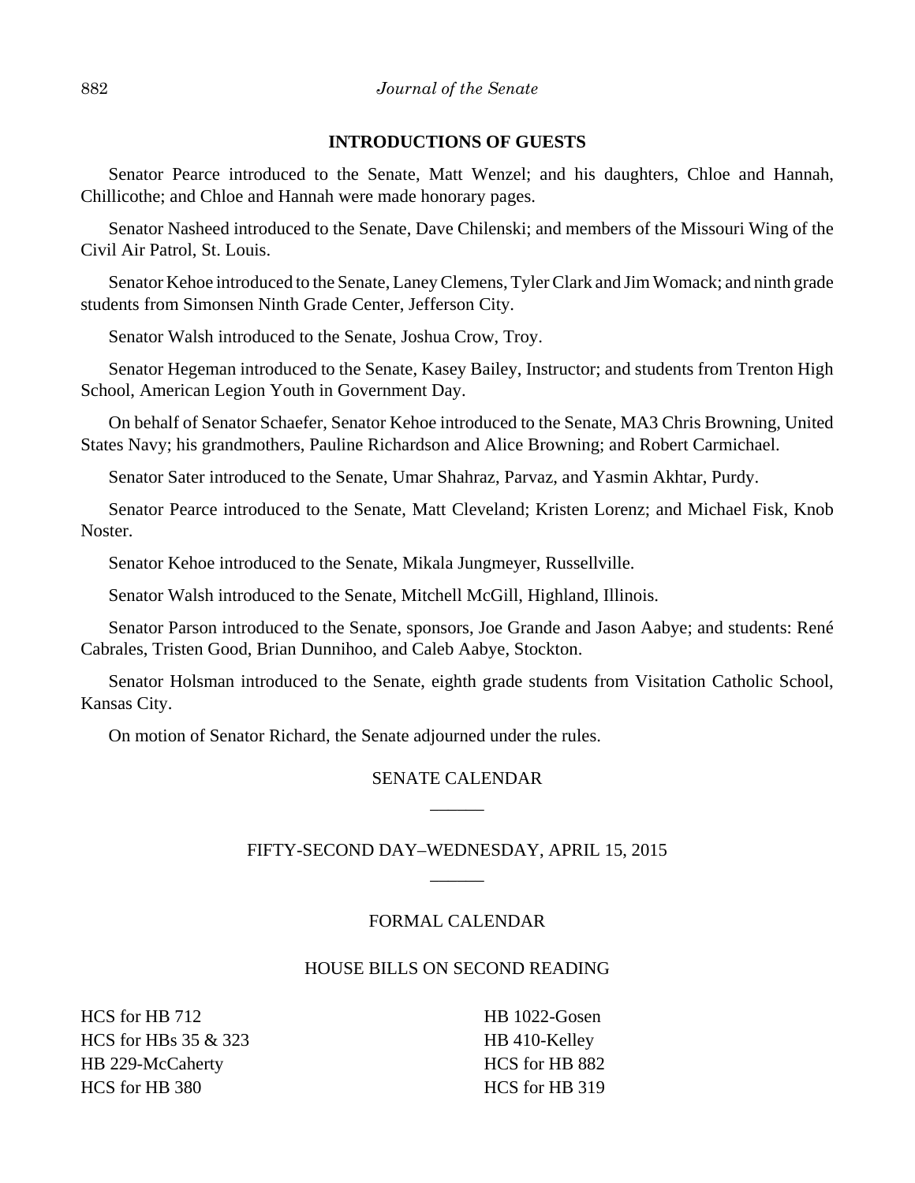## INTRODUCTIONS OF GUESTS

Senator Pearce introduced to the Senate, Matt Wenzel; and his daughters, Chloe and Hannah, Chillicothe; and Chloe and Hannah were made honorary pages.

Senator Nasheed introduced to the Senate, Dave Chilenski; and members of the Missouri Wing of the Civil Air Patrol, St. Louis.

Senator Kehoe introduced to the Senate, Laney Clemens, Tyler Clark and Jim Womack; and ninth grade students from Simonsen Ninth Grade Center, Jefferson City.

Senator Walsh introduced to the Senate, Joshua Crow, Troy.

Senator Hegeman introduced to the Senate, Kasey Bailey, Instructor; and students from Trenton High School, American Legion Youth in Government Day.

On behalf of Senator Schaefer, Senator Kehoe introduced to the Senate, MA3 Chris Browning, United States Navy; his grandmothers, Pauline Richardson and Alice Browning; and Robert Carmichael.

Senator Sater introduced to the Senate, Umar Shahraz, Parvaz, and Yasmin Akhtar, Purdy.

Senator Pearce introduced to the Senate, Matt Cleveland; Kristen Lorenz; and Michael Fisk, Knob Noster.

Senator Kehoe introduced to the Senate, Mikala Jungmeyer, Russellville.

Senator Walsh introduced to the Senate, Mitchell McGill, Highland, Illinois.

Senator Parson introduced to the Senate, sponsors, Joe Grande and Jason Aabye; and students: René Cabrales, Tristen Good, Brian Dunnihoo, and Caleb Aabye, Stockton.

Senator Holsman introduced to the Senate, eighth grade students from Visitation Catholic School, Kansas City.

On motion of Senator Richard, the Senate adjourned under the rules.

## SENATE CALENDAR

______

## FIFTY-SECOND DAY–WEDNESDAY, APRIL 15, 2015

______

## FORMAL CALENDAR

### HOUSE BILLS ON SECOND READING

HCS for HB 712
HCS for HBs 35 & 323
HB 229-McCaherty
HCS for HB 380
HB 1022-Gosen
HB 410-Kelley
HCS for HB 882
HCS for HB 319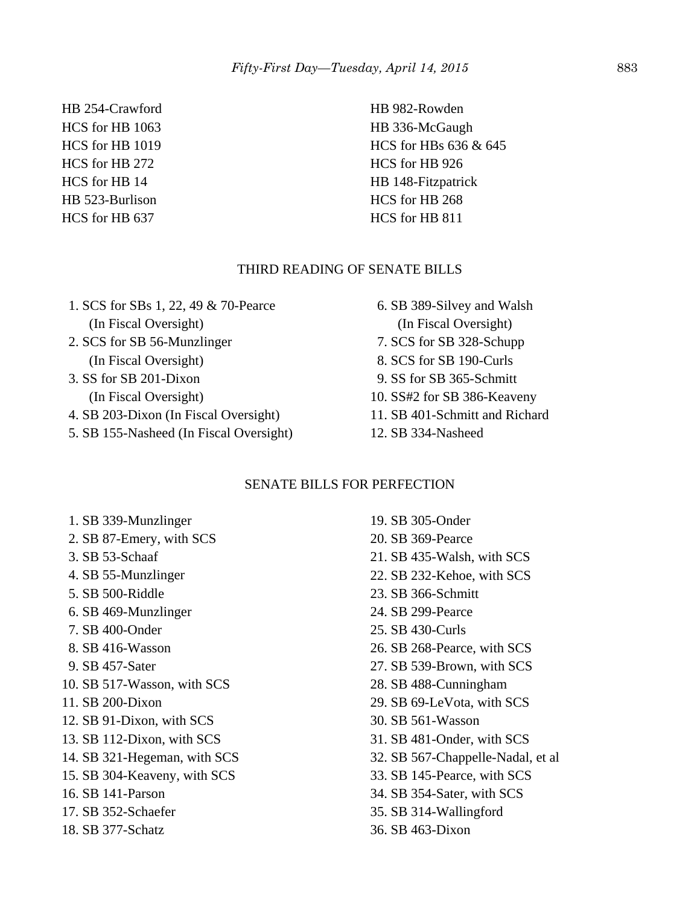HB 254-Crawford
HCS for HB 1063
HCS for HB 1019
HCS for HB 272
HCS for HB 14
HB 523-Burlison
HCS for HB 637
HB 982-Rowden
HB 336-McGaugh
HCS for HBs 636 & 645
HCS for HB 926
HB 148-Fitzpatrick
HCS for HB 268
HCS for HB 811

## THIRD READING OF SENATE BILLS

1. SCS for SBs 1, 22, 49 & 70-Pearce (In Fiscal Oversight)
2. SCS for SB 56-Munzlinger (In Fiscal Oversight)
3. SS for SB 201-Dixon (In Fiscal Oversight)
4. SB 203-Dixon (In Fiscal Oversight)
5. SB 155-Nasheed (In Fiscal Oversight)
6. SB 389-Silvey and Walsh (In Fiscal Oversight)
7. SCS for SB 328-Schupp
8. SCS for SB 190-Curls
9. SS for SB 365-Schmitt
10. SS#2 for SB 386-Keaveny
11. SB 401-Schmitt and Richard
12. SB 334-Nasheed

## SENATE BILLS FOR PERFECTION

1. SB 339-Munzlinger
2. SB 87-Emery, with SCS
3. SB 53-Schaaf
4. SB 55-Munzlinger
5. SB 500-Riddle
6. SB 469-Munzlinger
7. SB 400-Onder
8. SB 416-Wasson
9. SB 457-Sater
10. SB 517-Wasson, with SCS
11. SB 200-Dixon
12. SB 91-Dixon, with SCS
13. SB 112-Dixon, with SCS
14. SB 321-Hegeman, with SCS
15. SB 304-Keaveny, with SCS
16. SB 141-Parson
17. SB 352-Schaefer
18. SB 377-Schatz
19. SB 305-Onder
20. SB 369-Pearce
21. SB 435-Walsh, with SCS
22. SB 232-Kehoe, with SCS
23. SB 366-Schmitt
24. SB 299-Pearce
25. SB 430-Curls
26. SB 268-Pearce, with SCS
27. SB 539-Brown, with SCS
28. SB 488-Cunningham
29. SB 69-LeVota, with SCS
30. SB 561-Wasson
31. SB 481-Onder, with SCS
32. SB 567-Chappelle-Nadal, et al
33. SB 145-Pearce, with SCS
34. SB 354-Sater, with SCS
35. SB 314-Wallingford
36. SB 463-Dixon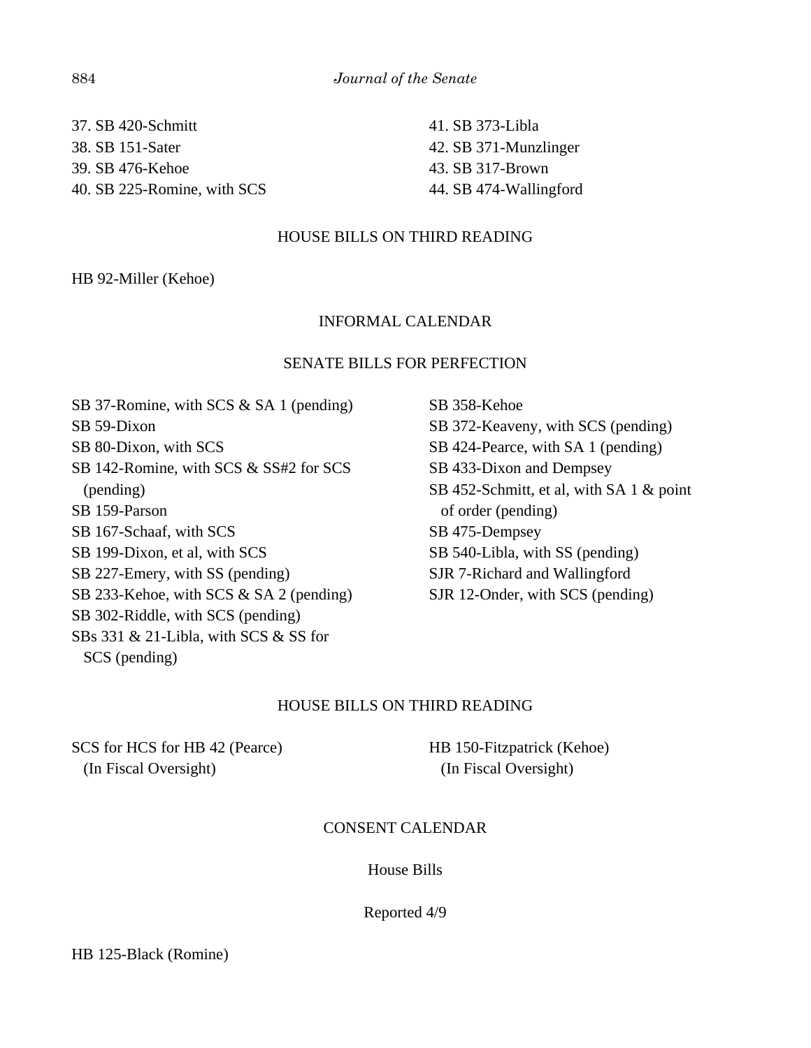37. SB 420-Schmitt
38. SB 151-Sater
39. SB 476-Kehoe
40. SB 225-Romine, with SCS
41. SB 373-Libla
42. SB 371-Munzlinger
43. SB 317-Brown
44. SB 474-Wallingford

## HOUSE BILLS ON THIRD READING

HB 92-Miller (Kehoe)

## INFORMAL CALENDAR

## SENATE BILLS FOR PERFECTION

SB 37-Romine, with SCS & SA 1 (pending)
SB 59-Dixon
SB 80-Dixon, with SCS
SB 142-Romine, with SCS & SS#2 for SCS (pending)
SB 159-Parson
SB 167-Schaaf, with SCS
SB 199-Dixon, et al, with SCS
SB 227-Emery, with SS (pending)
SB 233-Kehoe, with SCS & SA 2 (pending)
SB 302-Riddle, with SCS (pending)
SBs 331 & 21-Libla, with SCS & SS for SCS (pending)
SB 358-Kehoe
SB 372-Keaveny, with SCS (pending)
SB 424-Pearce, with SA 1 (pending)
SB 433-Dixon and Dempsey
SB 452-Schmitt, et al, with SA 1 & point of order (pending)
SB 475-Dempsey
SB 540-Libla, with SS (pending)
SJR 7-Richard and Wallingford
SJR 12-Onder, with SCS (pending)

## HOUSE BILLS ON THIRD READING

SCS for HCS for HB 42 (Pearce) (In Fiscal Oversight)
HB 150-Fitzpatrick (Kehoe) (In Fiscal Oversight)

## CONSENT CALENDAR

### House Bills

Reported 4/9

HB 125-Black (Romine)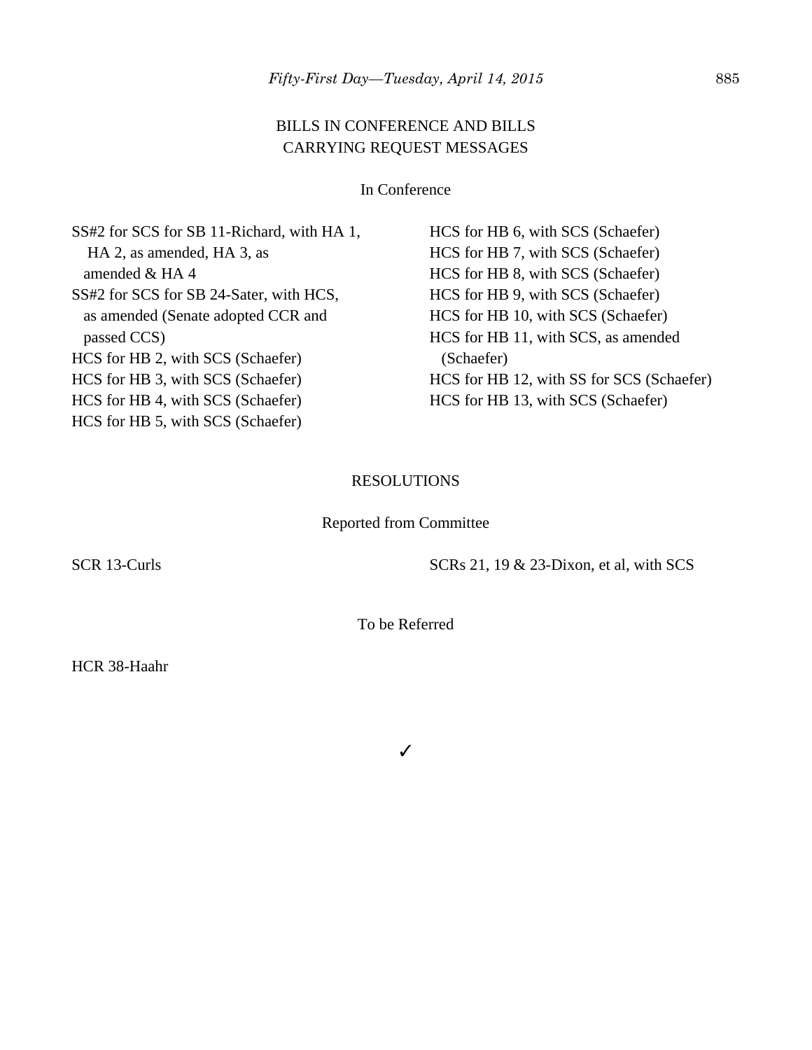BILLS IN CONFERENCE AND BILLS
CARRYING REQUEST MESSAGES

In Conference

SS#2 for SCS for SB 11-Richard, with HA 1, HA 2, as amended, HA 3, as amended & HA 4
SS#2 for SCS for SB 24-Sater, with HCS, as amended (Senate adopted CCR and passed CCS)
HCS for HB 2, with SCS (Schaefer)
HCS for HB 3, with SCS (Schaefer)
HCS for HB 4, with SCS (Schaefer)
HCS for HB 5, with SCS (Schaefer)
HCS for HB 6, with SCS (Schaefer)
HCS for HB 7, with SCS (Schaefer)
HCS for HB 8, with SCS (Schaefer)
HCS for HB 9, with SCS (Schaefer)
HCS for HB 10, with SCS (Schaefer)
HCS for HB 11, with SCS, as amended (Schaefer)
HCS for HB 12, with SS for SCS (Schaefer)
HCS for HB 13, with SCS (Schaefer)

RESOLUTIONS

Reported from Committee

SCR 13-Curls
SCRs 21, 19 & 23-Dixon, et al, with SCS

To be Referred

HCR 38-Haahr

✓